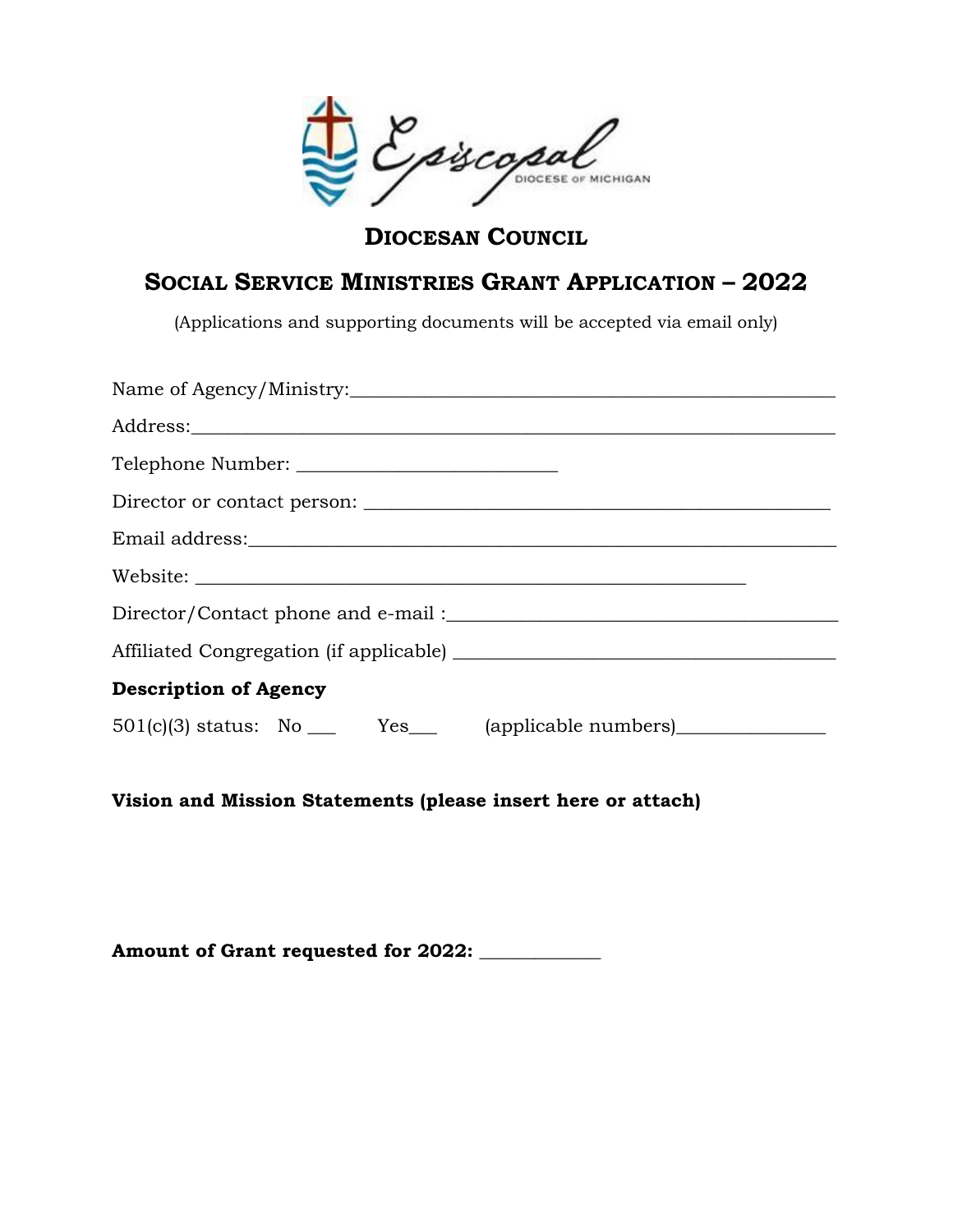Episcopal Diocese of Michigan

## DIOCESAN COUNCIL

## SOCIAL SERVICE MINISTRIES GRANT APPLICATION – 2022

(Applications and supporting documents will be accepted via email only)

Name of Agency/Ministry:___________________________________________________

Address:_________________________________________________________________

Telephone Number: __________________________

Director or contact person: ______________________________________________

Email address:____________________________________________________________

Website: ______________________________________________________

Director/Contact phone and e-mail :________________________________________

Affiliated Congregation (if applicable) ______________________________________

**Description of Agency**

501(c)(3) status: No ___ Yes___ (applicable numbers)_______________

**Vision and Mission Statements (please insert here or attach)**

**Amount of Grant requested for 2022:** _____________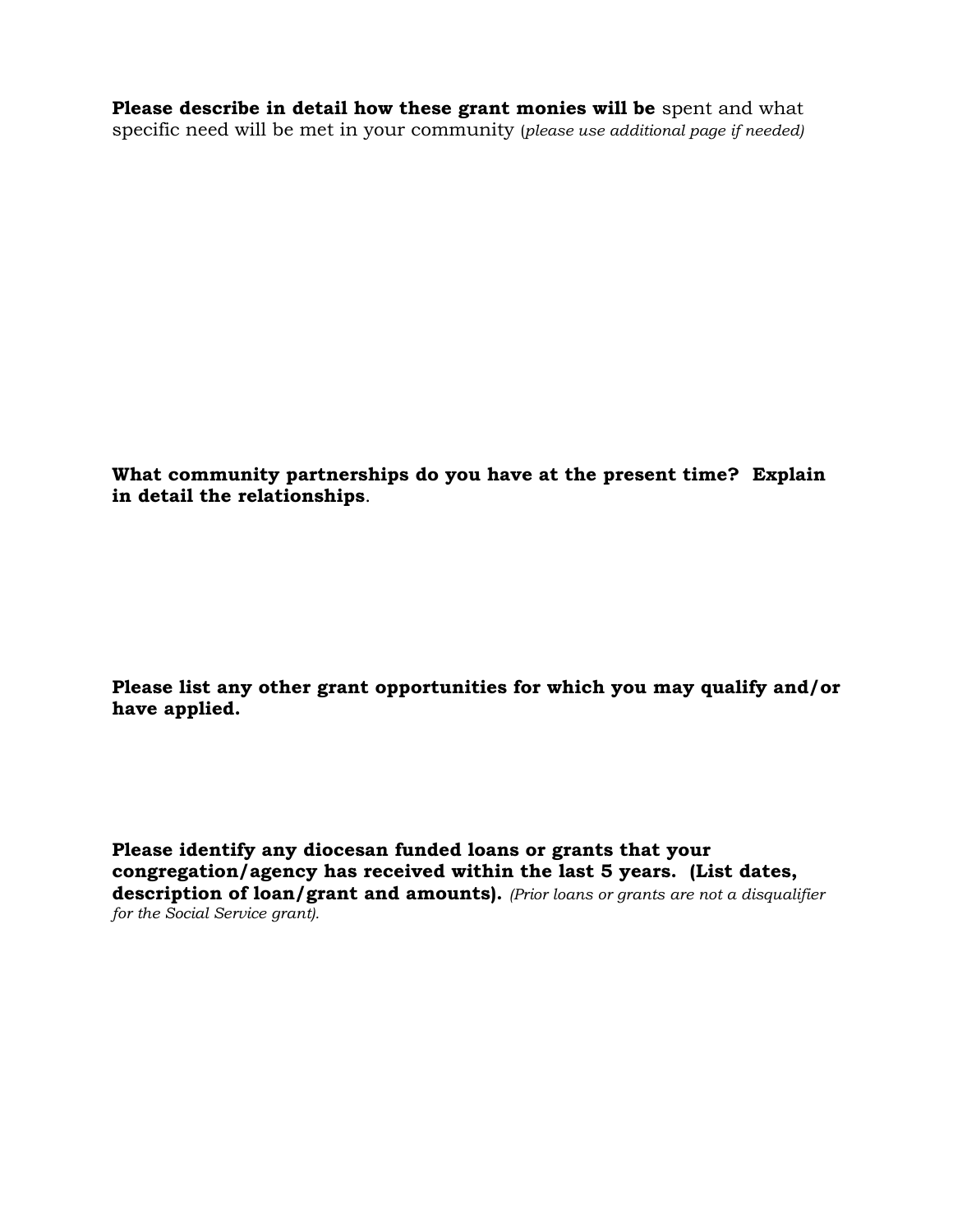**Please describe in detail how these grant monies will be** spent and what specific need will be met in your community (*please use additional page if needed)*

**What community partnerships do you have at the present time? Explain in detail the relationships**.

**Please list any other grant opportunities for which you may qualify and/or have applied.**

**Please identify any diocesan funded loans or grants that your congregation/agency has received within the last 5 years. (List dates, description of loan/grant and amounts).** *(Prior loans or grants are not a disqualifier for the Social Service grant).*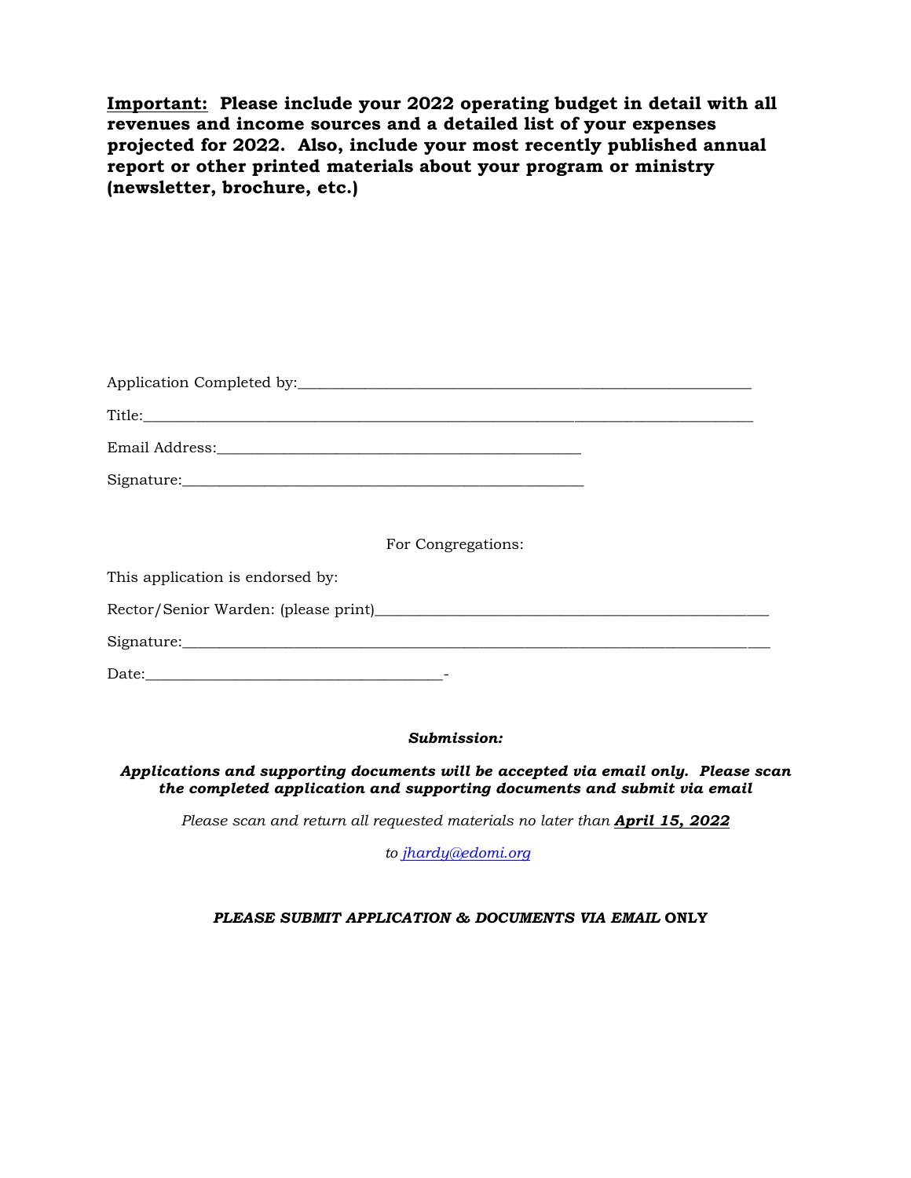**<u>Important:</u> Please include your 2022 operating budget in detail with all revenues and income sources and a detailed list of your expenses projected for 2022. Also, include your most recently published annual report or other printed materials about your program or ministry (newsletter, brochure, etc.)**

Application Completed by:____________________________________________________________

Title:_________________________________________________________________________________

Email Address:_________________________________________________

Signature:_____________________________________________________

For Congregations:

This application is endorsed by:

Rector/Senior Warden: (please print)_____________________________________________________

Signature:______________________________________________________________________________

Date:_______________________________________-

***Submission:***

***Applications and supporting documents will be accepted via email only. Please scan the completed application and supporting documents and submit via email***

*Please scan and return all requested materials no later than* ***<u>April 15, 2022</u>***

*to [jhardy@edomi.org](mailto:jhardy@edomi.org)*

***PLEASE SUBMIT APPLICATION & DOCUMENTS VIA EMAIL*** **ONLY**